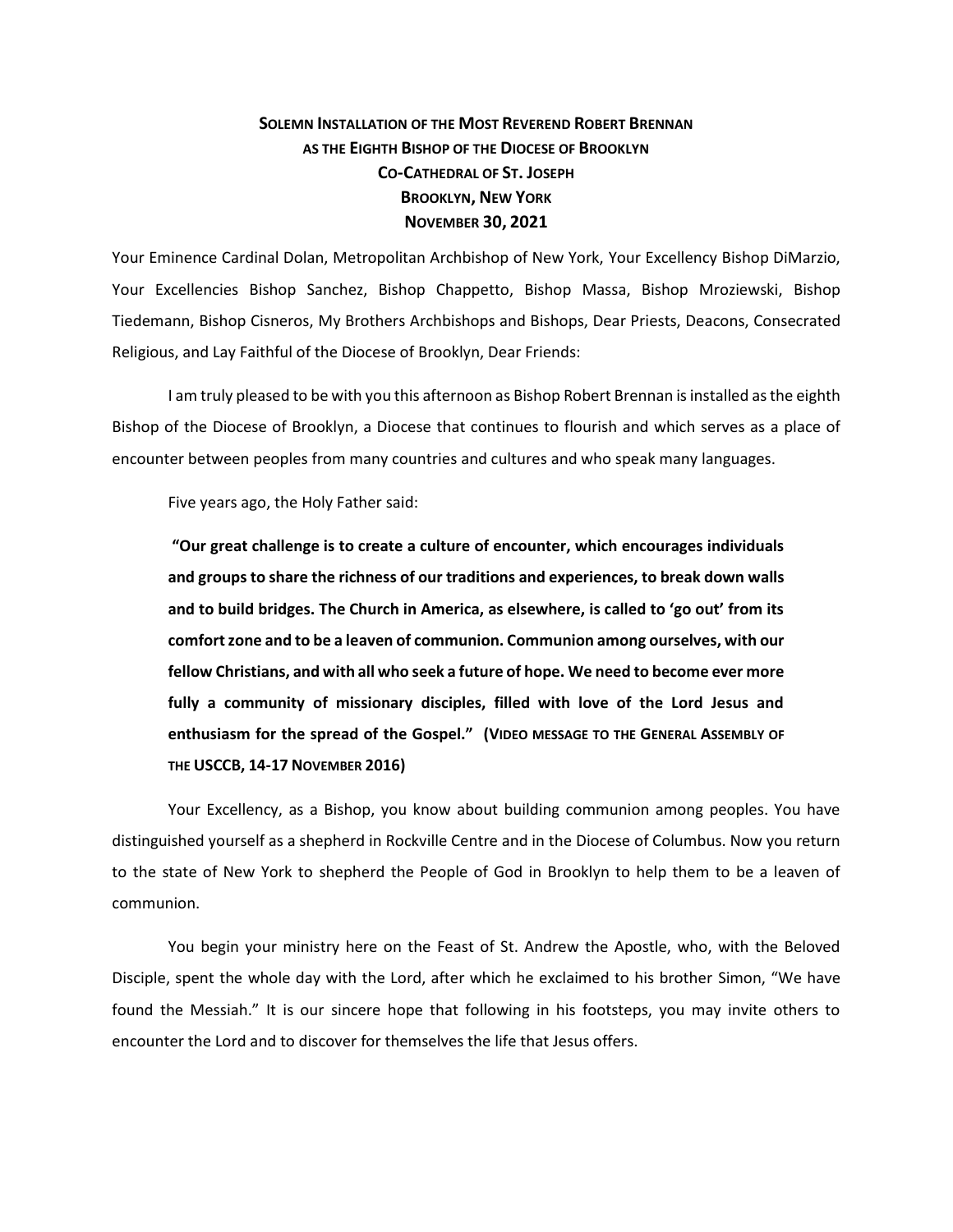# SOLEMN INSTALLATION OF THE MOST REVEREND ROBERT BRENNAN AS THE EIGHTH BISHOP OF THE DIOCESE OF BROOKLYN
## CO-CATHEDRAL OF ST. JOSEPH
## BROOKLYN, NEW YORK
## NOVEMBER 30, 2021

Your Eminence Cardinal Dolan, Metropolitan Archbishop of New York, Your Excellency Bishop DiMarzio, Your Excellencies Bishop Sanchez, Bishop Chappetto, Bishop Massa, Bishop Mroziewski, Bishop Tiedemann, Bishop Cisneros, My Brothers Archbishops and Bishops, Dear Priests, Deacons, Consecrated Religious, and Lay Faithful of the Diocese of Brooklyn, Dear Friends:

I am truly pleased to be with you this afternoon as Bishop Robert Brennan is installed as the eighth Bishop of the Diocese of Brooklyn, a Diocese that continues to flourish and which serves as a place of encounter between peoples from many countries and cultures and who speak many languages.

Five years ago, the Holy Father said:

> **"Our great challenge is to create a culture of encounter, which encourages individuals and groups to share the richness of our traditions and experiences, to break down walls and to build bridges. The Church in America, as elsewhere, is called to 'go out' from its comfort zone and to be a leaven of communion. Communion among ourselves, with our fellow Christians, and with all who seek a future of hope. We need to become ever more fully a community of missionary disciples, filled with love of the Lord Jesus and enthusiasm for the spread of the Gospel." (VIDEO MESSAGE TO THE GENERAL ASSEMBLY OF THE USCCB, 14-17 NOVEMBER 2016)**

Your Excellency, as a Bishop, you know about building communion among peoples. You have distinguished yourself as a shepherd in Rockville Centre and in the Diocese of Columbus. Now you return to the state of New York to shepherd the People of God in Brooklyn to help them to be a leaven of communion.

You begin your ministry here on the Feast of St. Andrew the Apostle, who, with the Beloved Disciple, spent the whole day with the Lord, after which he exclaimed to his brother Simon, "We have found the Messiah." It is our sincere hope that following in his footsteps, you may invite others to encounter the Lord and to discover for themselves the life that Jesus offers.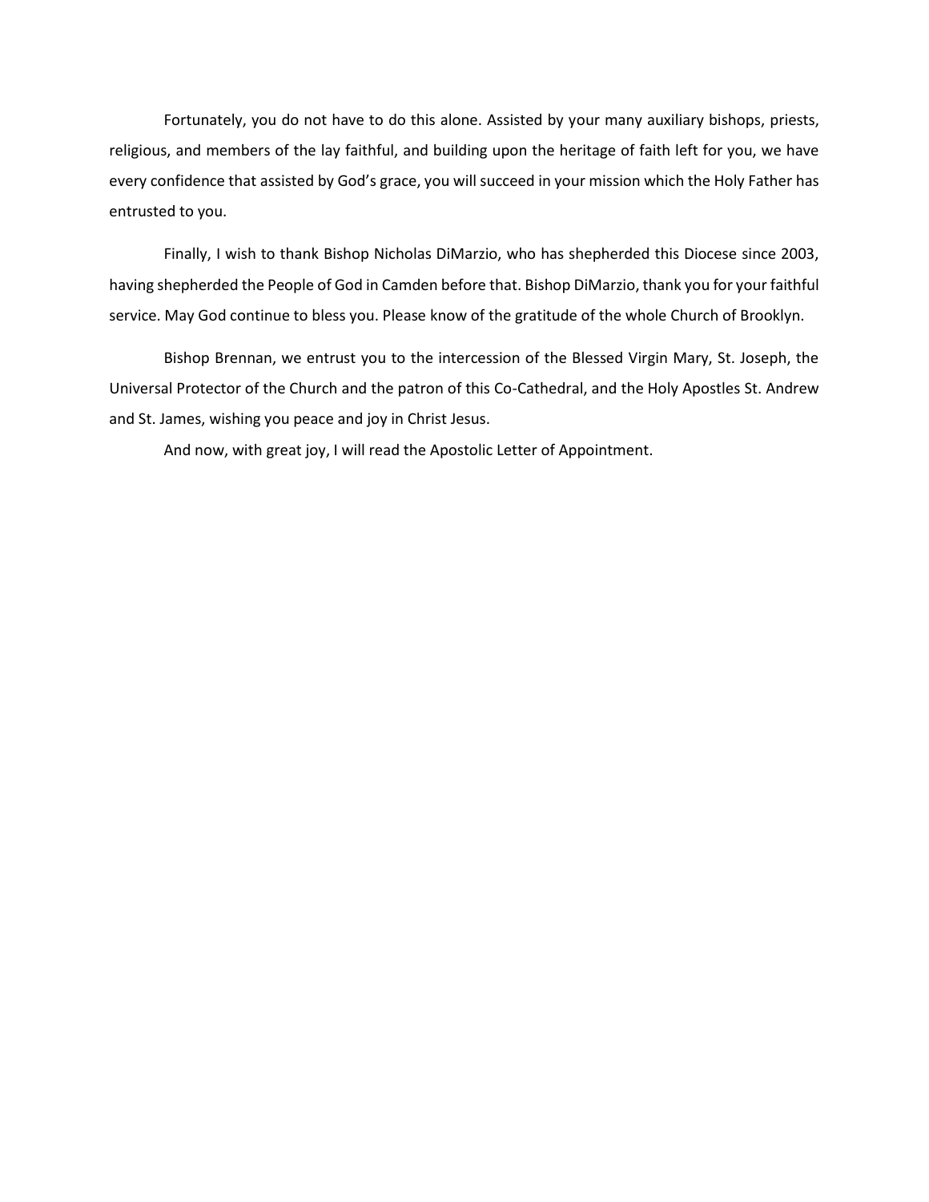Fortunately, you do not have to do this alone. Assisted by your many auxiliary bishops, priests, religious, and members of the lay faithful, and building upon the heritage of faith left for you, we have every confidence that assisted by God's grace, you will succeed in your mission which the Holy Father has entrusted to you.

Finally, I wish to thank Bishop Nicholas DiMarzio, who has shepherded this Diocese since 2003, having shepherded the People of God in Camden before that. Bishop DiMarzio, thank you for your faithful service. May God continue to bless you. Please know of the gratitude of the whole Church of Brooklyn.

Bishop Brennan, we entrust you to the intercession of the Blessed Virgin Mary, St. Joseph, the Universal Protector of the Church and the patron of this Co-Cathedral, and the Holy Apostles St. Andrew and St. James, wishing you peace and joy in Christ Jesus.

And now, with great joy, I will read the Apostolic Letter of Appointment.